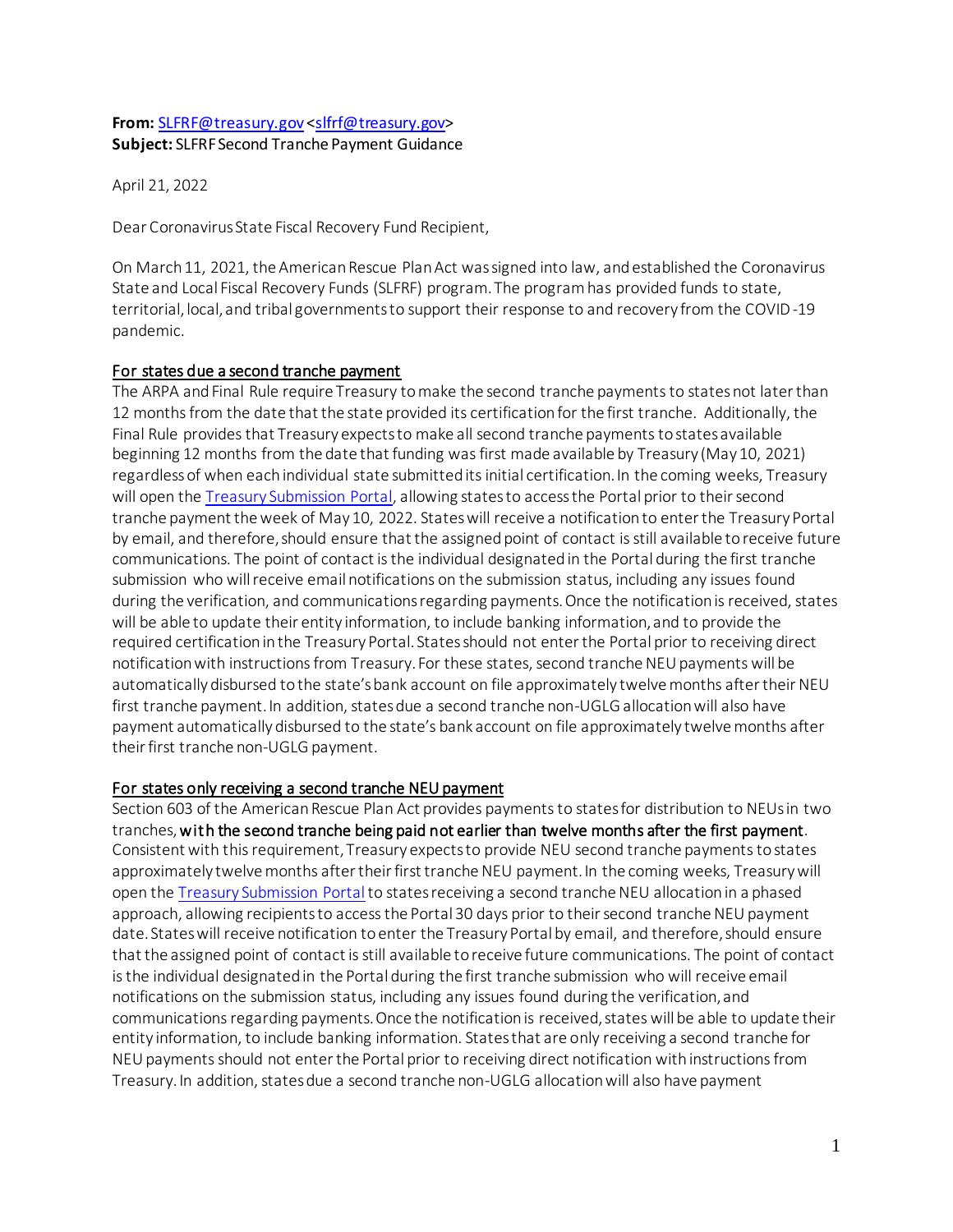**From:** SLFRF@treasury.gov <slfrf@treasury.gov>
**Subject:** SLFRF Second Tranche Payment Guidance

April 21, 2022

Dear Coronavirus State Fiscal Recovery Fund Recipient,

On March 11, 2021, the American Rescue Plan Act was signed into law, and established the Coronavirus State and Local Fiscal Recovery Funds (SLFRF) program. The program has provided funds to state, territorial, local, and tribal governments to support their response to and recovery from the COVID-19 pandemic.

## For states due a second tranche payment

The ARPA and Final Rule require Treasury to make the second tranche payments to states not later than 12 months from the date that the state provided its certification for the first tranche. Additionally, the Final Rule provides that Treasury expects to make all second tranche payments to states available beginning 12 months from the date that funding was first made available by Treasury (May 10, 2021) regardless of when each individual state submitted its initial certification. In the coming weeks, Treasury will open the Treasury Submission Portal, allowing states to access the Portal prior to their second tranche payment the week of May 10, 2022. States will receive a notification to enter the Treasury Portal by email, and therefore, should ensure that the assigned point of contact is still available to receive future communications. The point of contact is the individual designated in the Portal during the first tranche submission who will receive email notifications on the submission status, including any issues found during the verification, and communications regarding payments. Once the notification is received, states will be able to update their entity information, to include banking information, and to provide the required certification in the Treasury Portal. States should not enter the Portal prior to receiving direct notification with instructions from Treasury. For these states, second tranche NEU payments will be automatically disbursed to the state's bank account on file approximately twelve months after their NEU first tranche payment. In addition, states due a second tranche non-UGLG allocation will also have payment automatically disbursed to the state's bank account on file approximately twelve months after their first tranche non-UGLG payment.

## For states only receiving a second tranche NEU payment

Section 603 of the American Rescue Plan Act provides payments to states for distribution to NEUs in two tranches, **with the second tranche being paid not earlier than twelve months after the first payment**. Consistent with this requirement, Treasury expects to provide NEU second tranche payments to states approximately twelve months after their first tranche NEU payment. In the coming weeks, Treasury will open the Treasury Submission Portal to states receiving a second tranche NEU allocation in a phased approach, allowing recipients to access the Portal 30 days prior to their second tranche NEU payment date. States will receive notification to enter the Treasury Portal by email, and therefore, should ensure that the assigned point of contact is still available to receive future communications. The point of contact is the individual designated in the Portal during the first tranche submission who will receive email notifications on the submission status, including any issues found during the verification, and communications regarding payments. Once the notification is received, states will be able to update their entity information, to include banking information. States that are only receiving a second tranche for NEU payments should not enter the Portal prior to receiving direct notification with instructions from Treasury. In addition, states due a second tranche non-UGLG allocation will also have payment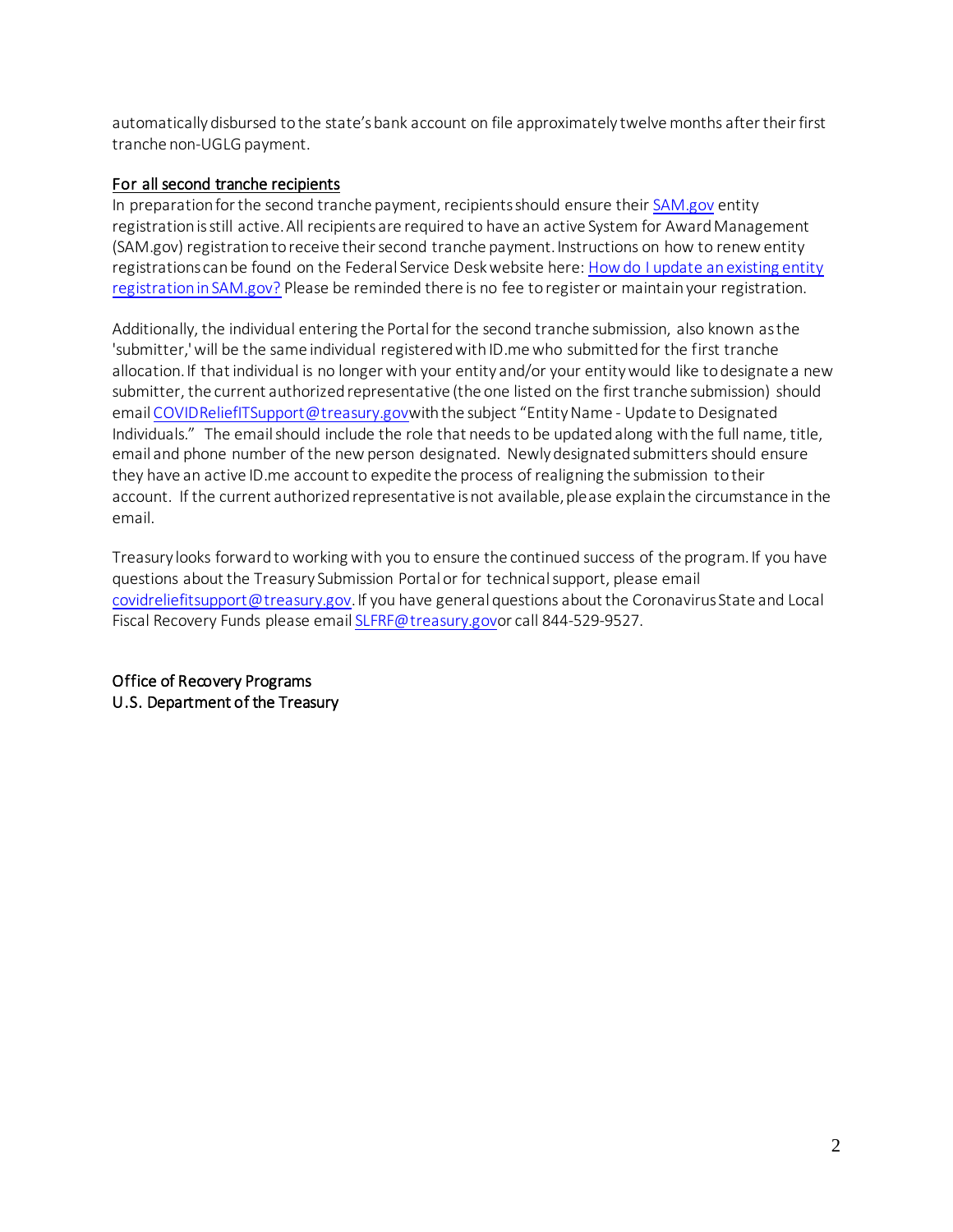automatically disbursed to the state's bank account on file approximately twelve months after their first tranche non-UGLG payment.

**For all second tranche recipients**

In preparation for the second tranche payment, recipients should ensure their [SAM.gov](SAM.gov) entity registration is still active. All recipients are required to have an active System for Award Management (SAM.gov) registration to receive their second tranche payment. Instructions on how to renew entity registrations can be found on the Federal Service Desk website here: How do I update an existing entity registration in SAM.gov? Please be reminded there is no fee to register or maintain your registration.

Additionally, the individual entering the Portal for the second tranche submission, also known as the 'submitter,' will be the same individual registered with ID.me who submitted for the first tranche allocation. If that individual is no longer with your entity and/or your entity would like to designate a new submitter, the current authorized representative (the one listed on the first tranche submission) should email COVIDReliefITSupport@treasury.gov with the subject "Entity Name - Update to Designated Individuals." The email should include the role that needs to be updated along with the full name, title, email and phone number of the new person designated. Newly designated submitters should ensure they have an active ID.me account to expedite the process of realigning the submission to their account. If the current authorized representative is not available, please explain the circumstance in the email.

Treasury looks forward to working with you to ensure the continued success of the program. If you have questions about the Treasury Submission Portal or for technical support, please email covidreliefitsupport@treasury.gov. If you have general questions about the Coronavirus State and Local Fiscal Recovery Funds please email SLFRF@treasury.gov or call 844-529-9527.

Office of Recovery Programs
U.S. Department of the Treasury